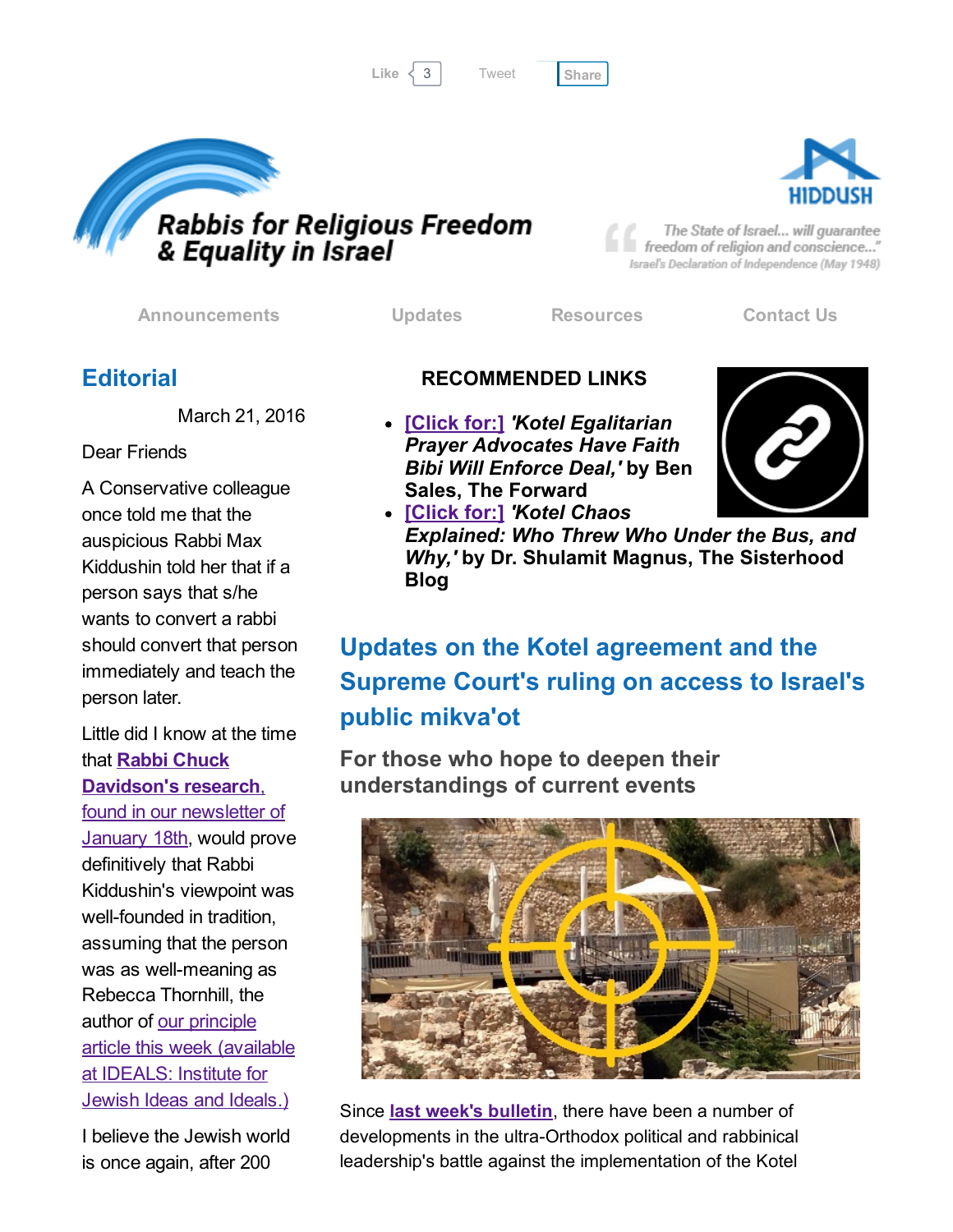Like 3 Tweet Share

# Rabbis for Religious Freedom & Equality in Israel

HIDDUSH

"The State of Israel... will guarantee freedom of religion and conscience..."
Israel's Declaration of Independence (May 1948)

Announcements | Updates | Resources | Contact Us

## Editorial

March 21, 2016

Dear Friends

A Conservative colleague once told me that the auspicious Rabbi Max Kiddushin told her that if a person says that s/he wants to convert a rabbi should convert that person immediately and teach the person later.

Little did I know at the time that **Rabbi Chuck Davidson's research**, found in our newsletter of January 18th, would prove definitively that Rabbi Kiddushin's viewpoint was well-founded in tradition, assuming that the person was as well-meaning as Rebecca Thornhill, the author of our principle article this week (available at IDEALS: Institute for Jewish Ideas and Ideals.)

I believe the Jewish world is once again, after 200

### RECOMMENDED LINKS

- [Click for:] ***'Kotel Egalitarian Prayer Advocates Have Faith Bibi Will Enforce Deal,'* by Ben Sales, The Forward**
- [Click for:] ***'Kotel Chaos Explained: Who Threw Who Under the Bus, and Why,'* by Dr. Shulamit Magnus, The Sisterhood Blog**

## Updates on the Kotel agreement and the Supreme Court's ruling on access to Israel's public mikva'ot

### For those who hope to deepen their understandings of current events

Since **last week's bulletin**, there have been a number of developments in the ultra-Orthodox political and rabbinical leadership's battle against the implementation of the Kotel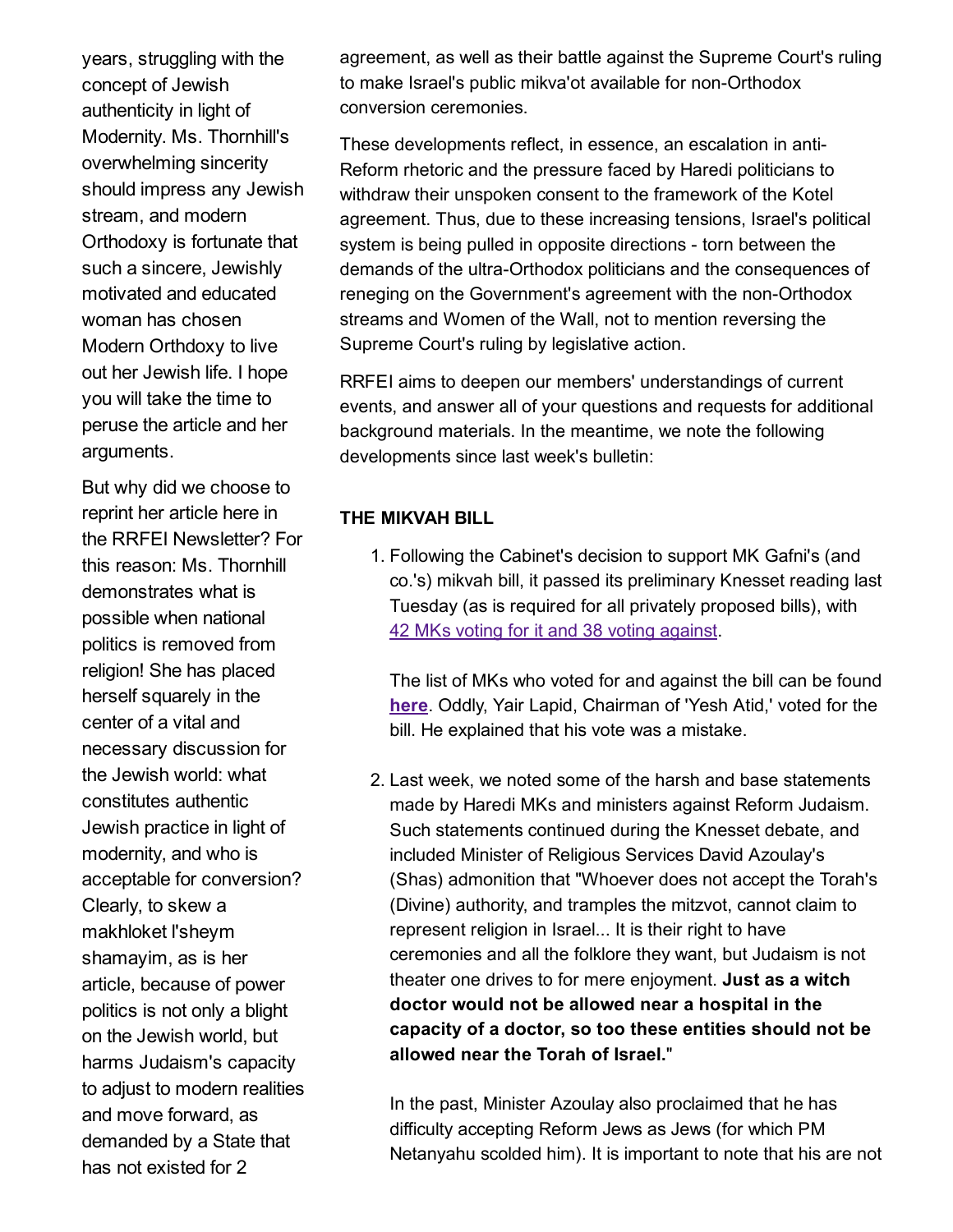years, struggling with the concept of Jewish authenticity in light of Modernity. Ms. Thornhill's overwhelming sincerity should impress any Jewish stream, and modern Orthodoxy is fortunate that such a sincere, Jewishly motivated and educated woman has chosen Modern Orthdoxy to live out her Jewish life. I hope you will take the time to peruse the article and her arguments.

But why did we choose to reprint her article here in the RRFEI Newsletter? For this reason: Ms. Thornhill demonstrates what is possible when national politics is removed from religion! She has placed herself squarely in the center of a vital and necessary discussion for the Jewish world: what constitutes authentic Jewish practice in light of modernity, and who is acceptable for conversion? Clearly, to skew a makhloket l'sheym shamayim, as is her article, because of power politics is not only a blight on the Jewish world, but harms Judaism's capacity to adjust to modern realities and move forward, as demanded by a State that has not existed for 2

agreement, as well as their battle against the Supreme Court's ruling to make Israel's public mikva'ot available for non-Orthodox conversion ceremonies.

These developments reflect, in essence, an escalation in anti-Reform rhetoric and the pressure faced by Haredi politicians to withdraw their unspoken consent to the framework of the Kotel agreement. Thus, due to these increasing tensions, Israel's political system is being pulled in opposite directions - torn between the demands of the ultra-Orthodox politicians and the consequences of reneging on the Government's agreement with the non-Orthodox streams and Women of the Wall, not to mention reversing the Supreme Court's ruling by legislative action.

RRFEI aims to deepen our members' understandings of current events, and answer all of your questions and requests for additional background materials. In the meantime, we note the following developments since last week's bulletin:

**THE MIKVAH BILL**

1. Following the Cabinet's decision to support MK Gafni's (and co.'s) mikvah bill, it passed its preliminary Knesset reading last Tuesday (as is required for all privately proposed bills), with 42 MKs voting for it and 38 voting against.

   The list of MKs who voted for and against the bill can be found **here**. Oddly, Yair Lapid, Chairman of 'Yesh Atid,' voted for the bill. He explained that his vote was a mistake.

2. Last week, we noted some of the harsh and base statements made by Haredi MKs and ministers against Reform Judaism. Such statements continued during the Knesset debate, and included Minister of Religious Services David Azoulay's (Shas) admonition that "Whoever does not accept the Torah's (Divine) authority, and tramples the mitzvot, cannot claim to represent religion in Israel... It is their right to have ceremonies and all the folklore they want, but Judaism is not theater one drives to for mere enjoyment. **Just as a witch doctor would not be allowed near a hospital in the capacity of a doctor, so too these entities should not be allowed near the Torah of Israel.**"

   In the past, Minister Azoulay also proclaimed that he has difficulty accepting Reform Jews as Jews (for which PM Netanyahu scolded him). It is important to note that his are not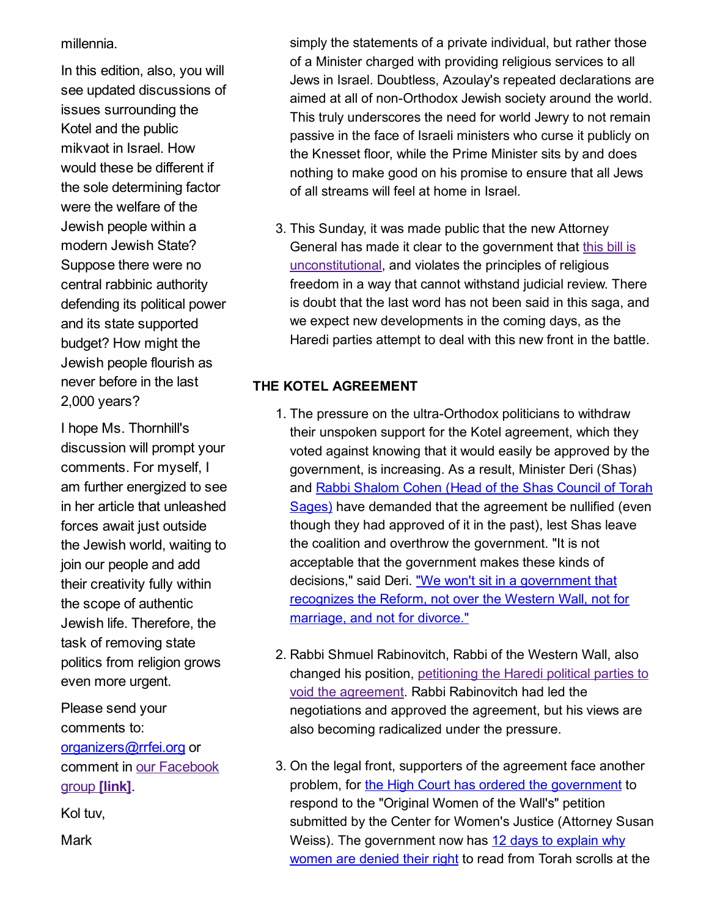millennia.

In this edition, also, you will see updated discussions of issues surrounding the Kotel and the public mikvaot in Israel. How would these be different if the sole determining factor were the welfare of the Jewish people within a modern Jewish State? Suppose there were no central rabbinic authority defending its political power and its state supported budget? How might the Jewish people flourish as never before in the last 2,000 years?

I hope Ms. Thornhill's discussion will prompt your comments. For myself, I am further energized to see in her article that unleashed forces await just outside the Jewish world, waiting to join our people and add their creativity fully within the scope of authentic Jewish life. Therefore, the task of removing state politics from religion grows even more urgent.

Please send your comments to: [organizers@rrfei.org](mailto:organizers@rrfei.org) or comment in our Facebook group **[link]**.

Kol tuv,

Mark

simply the statements of a private individual, but rather those of a Minister charged with providing religious services to all Jews in Israel. Doubtless, Azoulay's repeated declarations are aimed at all of non-Orthodox Jewish society around the world. This truly underscores the need for world Jewry to not remain passive in the face of Israeli ministers who curse it publicly on the Knesset floor, while the Prime Minister sits by and does nothing to make good on his promise to ensure that all Jews of all streams will feel at home in Israel.

3. This Sunday, it was made public that the new Attorney General has made it clear to the government that this bill is unconstitutional, and violates the principles of religious freedom in a way that cannot withstand judicial review. There is doubt that the last word has not been said in this saga, and we expect new developments in the coming days, as the Haredi parties attempt to deal with this new front in the battle.

**THE KOTEL AGREEMENT**

1. The pressure on the ultra-Orthodox politicians to withdraw their unspoken support for the Kotel agreement, which they voted against knowing that it would easily be approved by the government, is increasing. As a result, Minister Deri (Shas) and Rabbi Shalom Cohen (Head of the Shas Council of Torah Sages) have demanded that the agreement be nullified (even though they had approved of it in the past), lest Shas leave the coalition and overthrow the government. "It is not acceptable that the government makes these kinds of decisions," said Deri. "We won't sit in a government that recognizes the Reform, not over the Western Wall, not for marriage, and not for divorce."

2. Rabbi Shmuel Rabinovitch, Rabbi of the Western Wall, also changed his position, petitioning the Haredi political parties to void the agreement. Rabbi Rabinovitch had led the negotiations and approved the agreement, but his views are also becoming radicalized under the pressure.

3. On the legal front, supporters of the agreement face another problem, for the High Court has ordered the government to respond to the "Original Women of the Wall's" petition submitted by the Center for Women's Justice (Attorney Susan Weiss). The government now has 12 days to explain why women are denied their right to read from Torah scrolls at the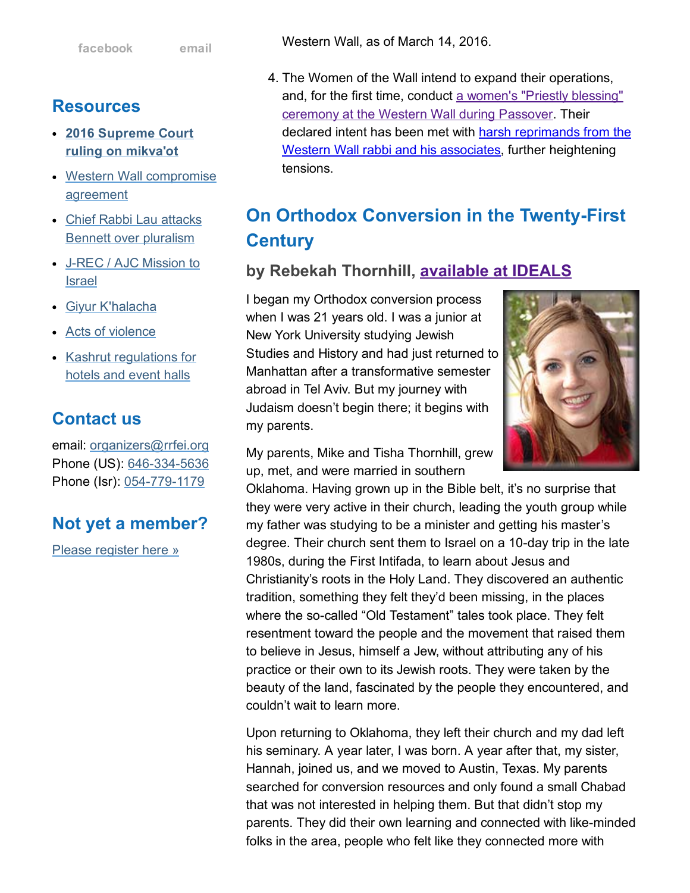facebook email

## Resources

- **2016 Supreme Court ruling on mikva'ot**
- Western Wall compromise agreement
- Chief Rabbi Lau attacks Bennett over pluralism
- J-REC / AJC Mission to Israel
- Giyur K'halacha
- Acts of violence
- Kashrut regulations for hotels and event halls

## Contact us

email: organizers@rrfei.org
Phone (US): 646-334-5636
Phone (Isr): 054-779-1179

## Not yet a member?

Please register here »

Western Wall, as of March 14, 2016.

4. The Women of the Wall intend to expand their operations, and, for the first time, conduct a women's "Priestly blessing" ceremony at the Western Wall during Passover. Their declared intent has been met with harsh reprimands from the Western Wall rabbi and his associates, further heightening tensions.

## On Orthodox Conversion in the Twenty-First Century

### by Rebekah Thornhill, available at IDEALS

I began my Orthodox conversion process when I was 21 years old. I was a junior at New York University studying Jewish Studies and History and had just returned to Manhattan after a transformative semester abroad in Tel Aviv. But my journey with Judaism doesn't begin there; it begins with my parents.

My parents, Mike and Tisha Thornhill, grew up, met, and were married in southern Oklahoma. Having grown up in the Bible belt, it's no surprise that they were very active in their church, leading the youth group while my father was studying to be a minister and getting his master's degree. Their church sent them to Israel on a 10-day trip in the late 1980s, during the First Intifada, to learn about Jesus and Christianity's roots in the Holy Land. They discovered an authentic tradition, something they felt they'd been missing, in the places where the so-called "Old Testament" tales took place. They felt resentment toward the people and the movement that raised them to believe in Jesus, himself a Jew, without attributing any of his practice or their own to its Jewish roots. They were taken by the beauty of the land, fascinated by the people they encountered, and couldn't wait to learn more.

Upon returning to Oklahoma, they left their church and my dad left his seminary. A year later, I was born. A year after that, my sister, Hannah, joined us, and we moved to Austin, Texas. My parents searched for conversion resources and only found a small Chabad that was not interested in helping them. But that didn't stop my parents. They did their own learning and connected with like-minded folks in the area, people who felt like they connected more with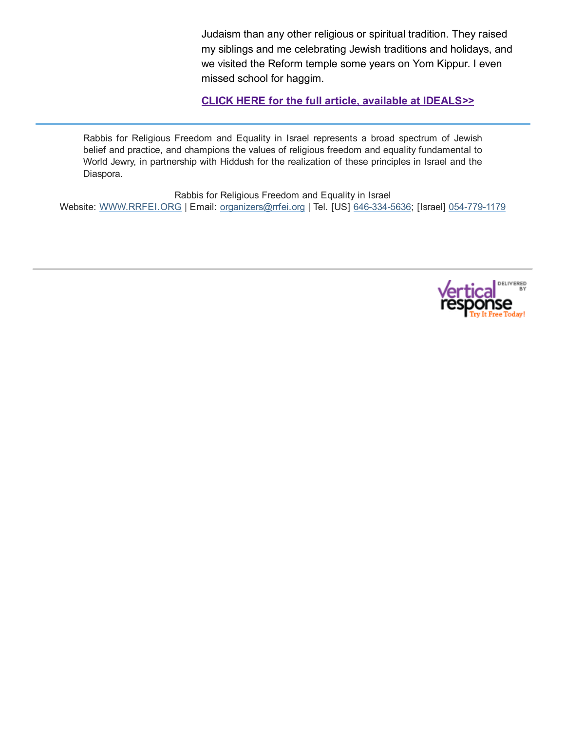Judaism than any other religious or spiritual tradition. They raised my siblings and me celebrating Jewish traditions and holidays, and we visited the Reform temple some years on Yom Kippur. I even missed school for haggim.

**CLICK HERE for the full article, available at IDEALS>>**

---

Rabbis for Religious Freedom and Equality in Israel represents a broad spectrum of Jewish belief and practice, and champions the values of religious freedom and equality fundamental to World Jewry, in partnership with Hiddush for the realization of these principles in Israel and the Diaspora.

Rabbis for Religious Freedom and Equality in Israel
Website: WWW.RRFEI.ORG | Email: organizers@rrfei.org | Tel. [US] 646-334-5636; [Israel] 054-779-1179

---

Delivered by Vertical Response Try It Free Today!